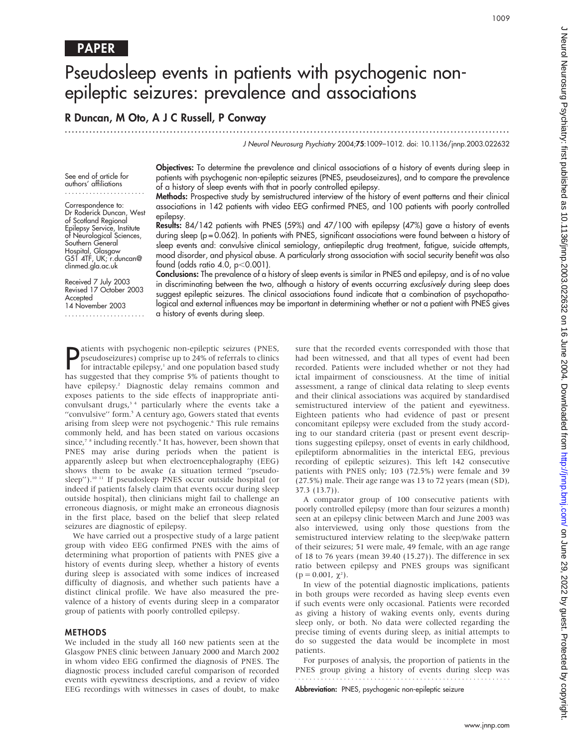PAPER

# Pseudosleep events in patients with psychogenic non-epileptic seizures: prevalence and associations

**R Duncan, M Oto, A J C Russell, P Conway**

*J Neurol Neurosurg Psychiatry* 2004;**75**:1009–1012. doi: 10.1136/jnnp.2003.022632

See end of article for authors' affiliations

Correspondence to: Dr Roderick Duncan, West of Scotland Regional Epilepsy Service, Institute of Neurological Sciences, Southern General Hospital, Glasgow G51 4TF, UK; r.duncan@clinmed.gla.ac.uk

Received 7 July 2003
Revised 17 October 2003
Accepted 14 November 2003

**Objectives:** To determine the prevalence and clinical associations of a history of events during sleep in patients with psychogenic non-epileptic seizures (PNES, pseudoseizures), and to compare the prevalence of a history of sleep events with that in poorly controlled epilepsy.

**Methods:** Prospective study by semistructured interview of the history of event patterns and their clinical associations in 142 patients with video EEG confirmed PNES, and 100 patients with poorly controlled epilepsy.

**Results:** 84/142 patients with PNES (59%) and 47/100 with epilepsy (47%) gave a history of events during sleep (p = 0.062). In patients with PNES, significant associations were found between a history of sleep events and: convulsive clinical semiology, antiepileptic drug treatment, fatigue, suicide attempts, mood disorder, and physical abuse. A particularly strong association with social security benefit was also found (odds ratio 4.0, p<0.001).

**Conclusions:** The prevalence of a history of sleep events is similar in PNES and epilepsy, and is of no value in discriminating between the two, although a history of events occurring *exclusively* during sleep does suggest epileptic seizures. The clinical associations found indicate that a combination of psychopathological and external influences may be important in determining whether or not a patient with PNES gives a history of events during sleep.

Patients with psychogenic non-epileptic seizures (PNES, pseudoseizures) comprise up to 24% of referrals to clinics for intractable epilepsy,[1] and one population based study has suggested that they comprise 5% of patients thought to have epilepsy.[2] Diagnostic delay remains common and exposes patients to the side effects of inappropriate anticonvulsant drugs,[3 4] particularly where the events take a "convulsive" form.[5] A century ago, Gowers stated that events arising from sleep were not psychogenic.[6] This rule remains commonly held, and has been stated on various occasions since,[7 8] including recently.[9] It has, however, been shown that PNES may arise during periods when the patient is apparently asleep but when electroencephalography (EEG) shows them to be awake (a situation termed "pseudosleep").[10 11] If pseudosleep PNES occur outside hospital (or indeed if patients falsely claim that events occur during sleep outside hospital), then clinicians might fail to challenge an erroneous diagnosis, or might make an erroneous diagnosis in the first place, based on the belief that sleep related seizures are diagnostic of epilepsy.

We have carried out a prospective study of a large patient group with video EEG confirmed PNES with the aims of determining what proportion of patients with PNES give a history of events during sleep, whether a history of events during sleep is associated with some indices of increased difficulty of diagnosis, and whether such patients have a distinct clinical profile. We have also measured the prevalence of a history of events during sleep in a comparator group of patients with poorly controlled epilepsy.

## METHODS

We included in the study all 160 new patients seen at the Glasgow PNES clinic between January 2000 and March 2002 in whom video EEG confirmed the diagnosis of PNES. The diagnostic process included careful comparison of recorded events with eyewitness descriptions, and a review of video EEG recordings with witnesses in cases of doubt, to make sure that the recorded events corresponded with those that had been witnessed, and that all types of event had been recorded. Patients were included whether or not they had ictal impairment of consciousness. At the time of initial assessment, a range of clinical data relating to sleep events and their clinical associations was acquired by standardised semistructured interview of the patient and eyewitness. Eighteen patients who had evidence of past or present concomitant epilepsy were excluded from the study according to our standard criteria (past or present event descriptions suggesting epilepsy, onset of events in early childhood, epileptiform abnormalities in the interictal EEG, previous recording of epileptic seizures). This left 142 consecutive patients with PNES only; 103 (72.5%) were female and 39 (27.5%) male. Their age range was 13 to 72 years (mean (SD), 37.3 (13.7)).

A comparator group of 100 consecutive patients with poorly controlled epilepsy (more than four seizures a month) seen at an epilepsy clinic between March and June 2003 was also interviewed, using only those questions from the semistructured interview relating to the sleep/wake pattern of their seizures; 51 were male, 49 female, with an age range of 18 to 76 years (mean 39.40 (15.27)). The difference in sex ratio between epilepsy and PNES groups was significant (p = 0.001, $\chi^2$).

In view of the potential diagnostic implications, patients in both groups were recorded as having sleep events even if such events were only occasional. Patients were recorded as giving a history of waking events only, events during sleep only, or both. No data were collected regarding the precise timing of events during sleep, as initial attempts to do so suggested the data would be incomplete in most patients.

For purposes of analysis, the proportion of patients in the PNES group giving a history of events during sleep was

**Abbreviation:** PNES, psychogenic non-epileptic seizure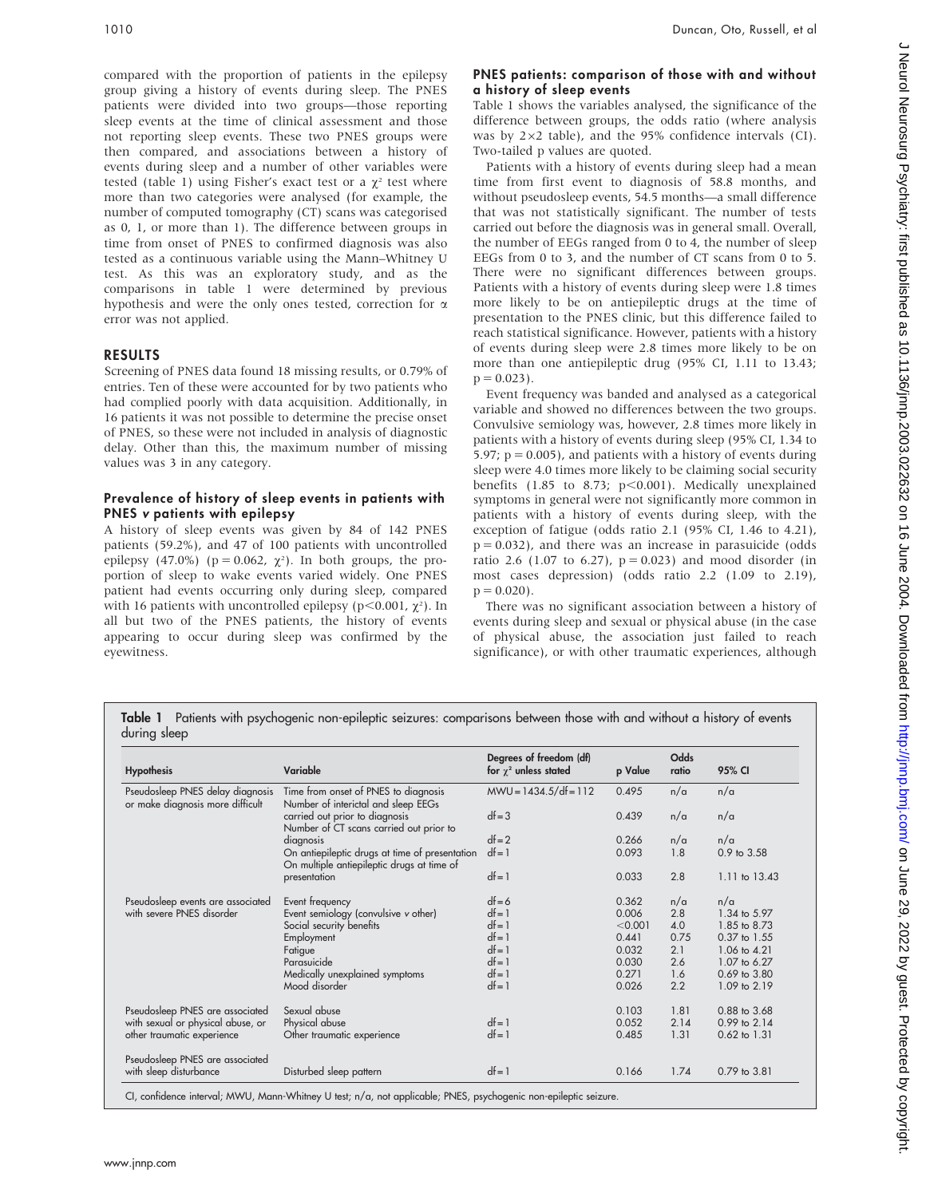compared with the proportion of patients in the epilepsy group giving a history of events during sleep. The PNES patients were divided into two groups—those reporting sleep events at the time of clinical assessment and those not reporting sleep events. These two PNES groups were then compared, and associations between a history of events during sleep and a number of other variables were tested (table 1) using Fisher's exact test or a $\chi^2$ test where more than two categories were analysed (for example, the number of computed tomography (CT) scans was categorised as 0, 1, or more than 1). The difference between groups in time from onset of PNES to confirmed diagnosis was also tested as a continuous variable using the Mann–Whitney U test. As this was an exploratory study, and as the comparisons in table 1 were determined by previous hypothesis and were the only ones tested, correction for $\alpha$ error was not applied.

## RESULTS

Screening of PNES data found 18 missing results, or 0.79% of entries. Ten of these were accounted for by two patients who had complied poorly with data acquisition. Additionally, in 16 patients it was not possible to determine the precise onset of PNES, so these were not included in analysis of diagnostic delay. Other than this, the maximum number of missing values was 3 in any category.

### Prevalence of history of sleep events in patients with PNES *v* patients with epilepsy

A history of sleep events was given by 84 of 142 PNES patients (59.2%), and 47 of 100 patients with uncontrolled epilepsy (47.0%) ($p = 0.062$, $\chi^2$). In both groups, the proportion of sleep to wake events varied widely. One PNES patient had events occurring only during sleep, compared with 16 patients with uncontrolled epilepsy ($p<0.001$, $\chi^2$). In all but two of the PNES patients, the history of events appearing to occur during sleep was confirmed by the eyewitness.

### PNES patients: comparison of those with and without a history of sleep events

Table 1 shows the variables analysed, the significance of the difference between groups, the odds ratio (where analysis was by 2×2 table), and the 95% confidence intervals (CI). Two-tailed p values are quoted.

Patients with a history of events during sleep had a mean time from first event to diagnosis of 58.8 months, and without pseudosleep events, 54.5 months—a small difference that was not statistically significant. The number of tests carried out before the diagnosis was in general small. Overall, the number of EEGs ranged from 0 to 4, the number of sleep EEGs from 0 to 3, and the number of CT scans from 0 to 5. There were no significant differences between groups. Patients with a history of events during sleep were 1.8 times more likely to be on antiepileptic drugs at the time of presentation to the PNES clinic, but this difference failed to reach statistical significance. However, patients with a history of events during sleep were 2.8 times more likely to be on more than one antiepileptic drug (95% CI, 1.11 to 13.43; $p = 0.023$).

Event frequency was banded and analysed as a categorical variable and showed no differences between the two groups. Convulsive semiology was, however, 2.8 times more likely in patients with a history of events during sleep (95% CI, 1.34 to 5.97; $p = 0.005$), and patients with a history of events during sleep were 4.0 times more likely to be claiming social security benefits (1.85 to 8.73; $p<0.001$). Medically unexplained symptoms in general were not significantly more common in patients with a history of events during sleep, with the exception of fatigue (odds ratio 2.1 (95% CI, 1.46 to 4.21), $p = 0.032$), and there was an increase in parasuicide (odds ratio 2.6 (1.07 to 6.27), $p = 0.023$) and mood disorder (in most cases depression) (odds ratio 2.2 (1.09 to 2.19), $p = 0.020$).

There was no significant association between a history of events during sleep and sexual or physical abuse (in the case of physical abuse, the association just failed to reach significance), or with other traumatic experiences, although

**Table 1** Patients with psychogenic non-epileptic seizures: comparisons between those with and without a history of events during sleep

| Hypothesis | Variable | Degrees of freedom (df) for $\chi^2$ unless stated | p Value | Odds ratio | 95% CI |
|---|---|---|---|---|---|
| Pseudosleep PNES delay diagnosis or make diagnosis more difficult | Time from onset of PNES to diagnosis | MWU = 1434.5/df = 112 | 0.495 | n/a | n/a |
| | Number of interictal and sleep EEGs carried out prior to diagnosis | df = 3 | 0.439 | n/a | n/a |
| | Number of CT scans carried out prior to diagnosis | df = 2 | 0.266 | n/a | n/a |
| | On antiepileptic drugs at time of presentation | df = 1 | 0.093 | 1.8 | 0.9 to 3.58 |
| | On multiple antiepileptic drugs at time of presentation | df = 1 | 0.033 | 2.8 | 1.11 to 13.43 |
| Pseudosleep events are associated with severe PNES disorder | Event frequency | df = 6 | 0.362 | n/a | n/a |
| | Event semiology (convulsive *v* other) | df = 1 | 0.006 | 2.8 | 1.34 to 5.97 |
| | Social security benefits | df = 1 | <0.001 | 4.0 | 1.85 to 8.73 |
| | Employment | df = 1 | 0.441 | 0.75 | 0.37 to 1.55 |
| | Fatigue | df = 1 | 0.032 | 2.1 | 1.06 to 4.21 |
| | Parasuicide | df = 1 | 0.030 | 2.6 | 1.07 to 6.27 |
| | Medically unexplained symptoms | df = 1 | 0.271 | 1.6 | 0.69 to 3.80 |
| | Mood disorder | df = 1 | 0.026 | 2.2 | 1.09 to 2.19 |
| Pseudosleep PNES are associated with sexual or physical abuse, or other traumatic experience | Sexual abuse | | 0.103 | 1.81 | 0.88 to 3.68 |
| | Physical abuse | df = 1 | 0.052 | 2.14 | 0.99 to 2.14 |
| | Other traumatic experience | df = 1 | 0.485 | 1.31 | 0.62 to 1.31 |
| Pseudosleep PNES are associated with sleep disturbance | Disturbed sleep pattern | df = 1 | 0.166 | 1.74 | 0.79 to 3.81 |

CI, confidence interval; MWU, Mann-Whitney U test; n/a, not applicable; PNES, psychogenic non-epileptic seizure.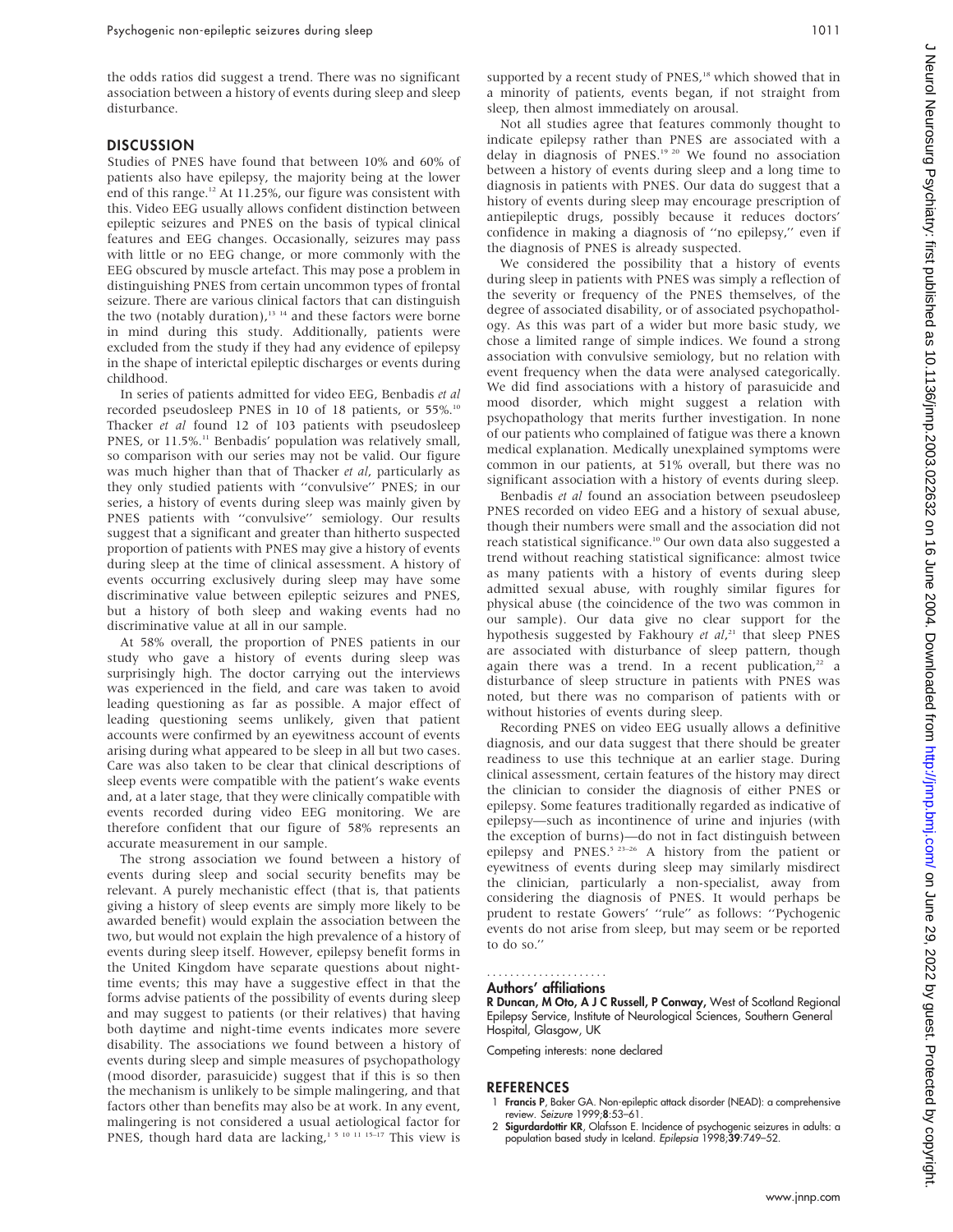the odds ratios did suggest a trend. There was no significant association between a history of events during sleep and sleep disturbance.

## DISCUSSION

Studies of PNES have found that between 10% and 60% of patients also have epilepsy, the majority being at the lower end of this range.[12] At 11.25%, our figure was consistent with this. Video EEG usually allows confident distinction between epileptic seizures and PNES on the basis of typical clinical features and EEG changes. Occasionally, seizures may pass with little or no EEG change, or more commonly with the EEG obscured by muscle artefact. This may pose a problem in distinguishing PNES from certain uncommon types of frontal seizure. There are various clinical factors that can distinguish the two (notably duration),[13 14] and these factors were borne in mind during this study. Additionally, patients were excluded from the study if they had any evidence of epilepsy in the shape of interictal epileptic discharges or events during childhood.

In series of patients admitted for video EEG, Benbadis *et al* recorded pseudosleep PNES in 10 of 18 patients, or 55%.[10] Thacker *et al* found 12 of 103 patients with pseudosleep PNES, or 11.5%.[11] Benbadis' population was relatively small, so comparison with our series may not be valid. Our figure was much higher than that of Thacker *et al*, particularly as they only studied patients with ''convulsive'' PNES; in our series, a history of events during sleep was mainly given by PNES patients with ''convulsive'' semiology. Our results suggest that a significant and greater than hitherto suspected proportion of patients with PNES may give a history of events during sleep at the time of clinical assessment. A history of events occurring exclusively during sleep may have some discriminative value between epileptic seizures and PNES, but a history of both sleep and waking events had no discriminative value at all in our sample.

At 58% overall, the proportion of PNES patients in our study who gave a history of events during sleep was surprisingly high. The doctor carrying out the interviews was experienced in the field, and care was taken to avoid leading questioning as far as possible. A major effect of leading questioning seems unlikely, given that patient accounts were confirmed by an eyewitness account of events arising during what appeared to be sleep in all but two cases. Care was also taken to be clear that clinical descriptions of sleep events were compatible with the patient's wake events and, at a later stage, that they were clinically compatible with events recorded during video EEG monitoring. We are therefore confident that our figure of 58% represents an accurate measurement in our sample.

The strong association we found between a history of events during sleep and social security benefits may be relevant. A purely mechanistic effect (that is, that patients giving a history of sleep events are simply more likely to be awarded benefit) would explain the association between the two, but would not explain the high prevalence of a history of events during sleep itself. However, epilepsy benefit forms in the United Kingdom have separate questions about night-time events; this may have a suggestive effect in that the forms advise patients of the possibility of events during sleep and may suggest to patients (or their relatives) that having both daytime and night-time events indicates more severe disability. The associations we found between a history of events during sleep and simple measures of psychopathology (mood disorder, parasuicide) suggest that if this is so then the mechanism is unlikely to be simple malingering, and that factors other than benefits may also be at work. In any event, malingering is not considered a usual aetiological factor for PNES, though hard data are lacking,[1 5 10 11 15–17] This view is supported by a recent study of PNES,[18] which showed that in a minority of patients, events began, if not straight from sleep, then almost immediately on arousal.

Not all studies agree that features commonly thought to indicate epilepsy rather than PNES are associated with a delay in diagnosis of PNES.[19 20] We found no association between a history of events during sleep and a long time to diagnosis in patients with PNES. Our data do suggest that a history of events during sleep may encourage prescription of antiepileptic drugs, possibly because it reduces doctors' confidence in making a diagnosis of ''no epilepsy,'' even if the diagnosis of PNES is already suspected.

We considered the possibility that a history of events during sleep in patients with PNES was simply a reflection of the severity or frequency of the PNES themselves, of the degree of associated disability, or of associated psychopathology. As this was part of a wider but more basic study, we chose a limited range of simple indices. We found a strong association with convulsive semiology, but no relation with event frequency when the data were analysed categorically. We did find associations with a history of parasuicide and mood disorder, which might suggest a relation with psychopathology that merits further investigation. In none of our patients who complained of fatigue was there a known medical explanation. Medically unexplained symptoms were common in our patients, at 51% overall, but there was no significant association with a history of events during sleep.

Benbadis *et al* found an association between pseudosleep PNES recorded on video EEG and a history of sexual abuse, though their numbers were small and the association did not reach statistical significance.[10] Our own data also suggested a trend without reaching statistical significance: almost twice as many patients with a history of events during sleep admitted sexual abuse, with roughly similar figures for physical abuse (the coincidence of the two was common in our sample). Our data give no clear support for the hypothesis suggested by Fakhoury *et al*,[21] that sleep PNES are associated with disturbance of sleep pattern, though again there was a trend. In a recent publication,[22] a disturbance of sleep structure in patients with PNES was noted, but there was no comparison of patients with or without histories of events during sleep.

Recording PNES on video EEG usually allows a definitive diagnosis, and our data suggest that there should be greater readiness to use this technique at an earlier stage. During clinical assessment, certain features of the history may direct the clinician to consider the diagnosis of either PNES or epilepsy. Some features traditionally regarded as indicative of epilepsy—such as incontinence of urine and injuries (with the exception of burns)—do not in fact distinguish between epilepsy and PNES.[5 23–26] A history from the patient or eyewitness of events during sleep may similarly misdirect the clinician, particularly a non-specialist, away from considering the diagnosis of PNES. It would perhaps be prudent to restate Gowers' ''rule'' as follows: ''Pychogenic events do not arise from sleep, but may seem or be reported to do so.''

### Authors' affiliations

**R Duncan, M Oto, A J C Russell, P Conway,** West of Scotland Regional Epilepsy Service, Institute of Neurological Sciences, Southern General Hospital, Glasgow, UK

Competing interests: none declared

## REFERENCES

1. **Francis P**, Baker GA. Non-epileptic attack disorder (NEAD): a comprehensive review. *Seizure* 1999;**8**:53–61.
2. **Sigurdardottir KR**, Olafsson E. Incidence of psychogenic seizures in adults: a population based study in Iceland. *Epilepsia* 1998;**39**:749–52.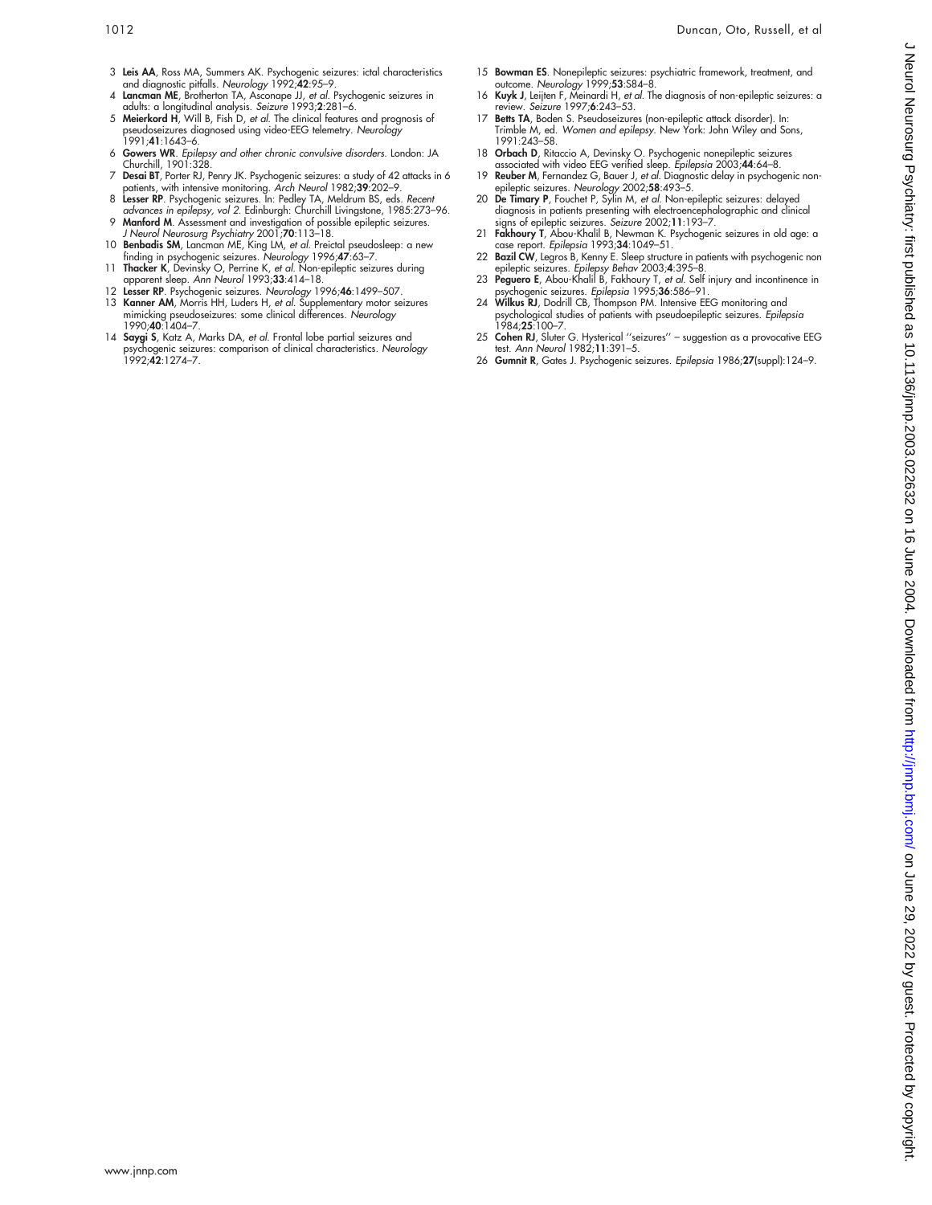3 **Leis AA**, Ross MA, Summers AK. Psychogenic seizures: ictal characteristics and diagnostic pitfalls. *Neurology* 1992;**42**:95–9.
4 **Lancman ME**, Brotherton TA, Asconape JJ, *et al*. Psychogenic seizures in adults: a longitudinal analysis. *Seizure* 1993;**2**:281–6.
5 **Meierkord H**, Will B, Fish D, *et al*. The clinical features and prognosis of pseudoseizures diagnosed using video-EEG telemetry. *Neurology* 1991;**41**:1643–6.
6 **Gowers WR**. *Epilepsy and other chronic convulsive disorders*. London: JA Churchill, 1901:328.
7 **Desai BT**, Porter RJ, Penry JK. Psychogenic seizures: a study of 42 attacks in 6 patients, with intensive monitoring. *Arch Neurol* 1982;**39**:202–9.
8 **Lesser RP**. Psychogenic seizures. In: Pedley TA, Meldrum BS, eds. *Recent advances in epilepsy, vol 2*. Edinburgh: Churchill Livingstone, 1985:273–96.
9 **Manford M**. Assessment and investigation of possible epileptic seizures. *J Neurol Neurosurg Psychiatry* 2001;**70**:113–18.
10 **Benbadis SM**, Lancman ME, King LM, *et al*. Preictal pseudosleep: a new finding in psychogenic seizures. *Neurology* 1996;**47**:63–7.
11 **Thacker K**, Devinsky O, Perrine K, *et al*. Non-epileptic seizures during apparent sleep. *Ann Neurol* 1993;**33**:414–18.
12 **Lesser RP**. Psychogenic seizures. *Neurology* 1996;**46**:1499–507.
13 **Kanner AM**, Morris HH, Luders H, *et al*. Supplementary motor seizures mimicking pseudoseizures: some clinical differences. *Neurology* 1990;**40**:1404–7.
14 **Saygi S**, Katz A, Marks DA, *et al*. Frontal lobe partial seizures and psychogenic seizures: comparison of clinical characteristics. *Neurology* 1992;**42**:1274–7.
15 **Bowman ES**. Nonepileptic seizures: psychiatric framework, treatment, and outcome. *Neurology* 1999;**53**:S84–8.
16 **Kuyk J**, Leijten F, Meinardi H, *et al*. The diagnosis of non-epileptic seizures: a review. *Seizure* 1997;**6**:243–53.
17 **Betts TA**, Boden S. Pseudoseizures (non-epileptic attack disorder). In: Trimble M, ed. *Women and epilepsy*. New York: John Wiley and Sons, 1991:243–58.
18 **Orbach D**, Ritaccio A, Devinsky O. Psychogenic nonepileptic seizures associated with video EEG verified sleep. *Epilepsia* 2003;**44**:64–8.
19 **Reuber M**, Fernandez G, Bauer J, *et al*. Diagnostic delay in psychogenic non-epileptic seizures. *Neurology* 2002;**58**:493–5.
20 **De Timary P**, Fouchet P, Sylin M, *et al*. Non-epileptic seizures: delayed diagnosis in patients presenting with electroencephalographic and clinical signs of epileptic seizures. *Seizure* 2002;**11**:193–7.
21 **Fakhoury T**, Abou-Khalil B, Newman K. Psychogenic seizures in old age: a case report. *Epilepsia* 1993;**34**:1049–51.
22 **Bazil CW**, Legros B, Kenny E. Sleep structure in patients with psychogenic non epileptic seizures. *Epilepsy Behav* 2003;**4**:395–8.
23 **Peguero E**, Abou-Khalil B, Fakhoury T, *et al*. Self injury and incontinence in psychogenic seizures. *Epilepsia* 1995;**36**:586–91.
24 **Wilkus RJ**, Dodrill CB, Thompson PM. Intensive EEG monitoring and psychological studies of patients with pseudoepileptic seizures. *Epilepsia* 1984;**25**:100–7.
25 **Cohen RJ**, Sluter G. Hysterical ''seizures'' – suggestion as a provocative EEG test. *Ann Neurol* 1982;**11**:391–5.
26 **Gumnit R**, Gates J. Psychogenic seizures. *Epilepsia* 1986;**27**(suppl):124–9.